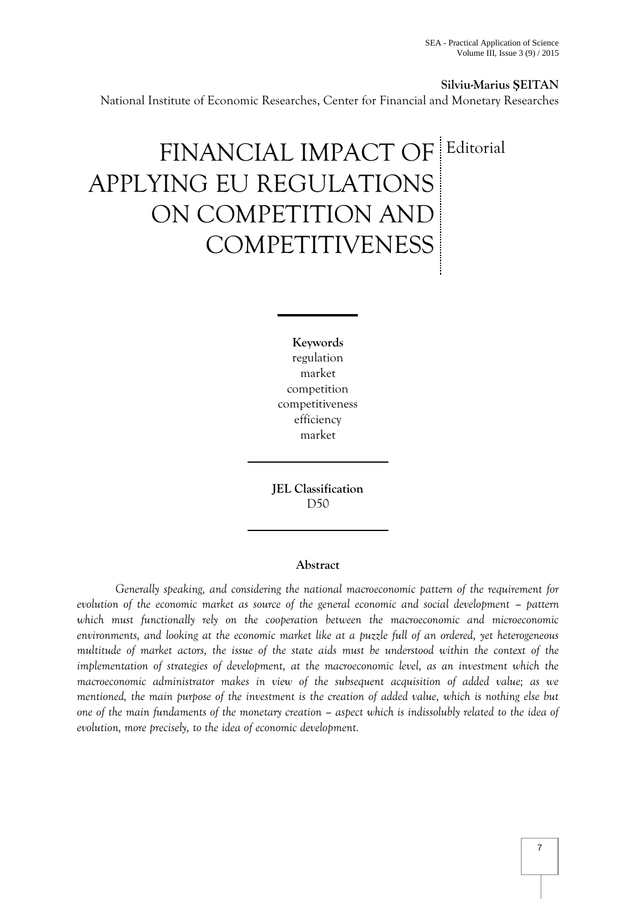**Silviu-Marius ŞEITAN**

National Institute of Economic Researches, Center for Financial and Monetary Researches

# FINANCIAL IMPACT OF APPLYING EU REGULATIONS ON COMPETITION AND COMPETITIVENESS

Editorial

**Keywords**

regulation
market
competition
competitiveness
efficiency
market

**JEL Classification**

D50

## Abstract

*Generally speaking, and considering the national macroeconomic pattern of the requirement for evolution of the economic market as source of the general economic and social development – pattern which must functionally rely on the cooperation between the macroeconomic and microeconomic environments, and looking at the economic market like at a puzzle full of an ordered, yet heterogeneous multitude of market actors, the issue of the state aids must be understood within the context of the implementation of strategies of development, at the macroeconomic level, as an investment which the macroeconomic administrator makes in view of the subsequent acquisition of added value; as we mentioned, the main purpose of the investment is the creation of added value, which is nothing else but one of the main fundaments of the monetary creation – aspect which is indissolubly related to the idea of evolution, more precisely, to the idea of economic development.*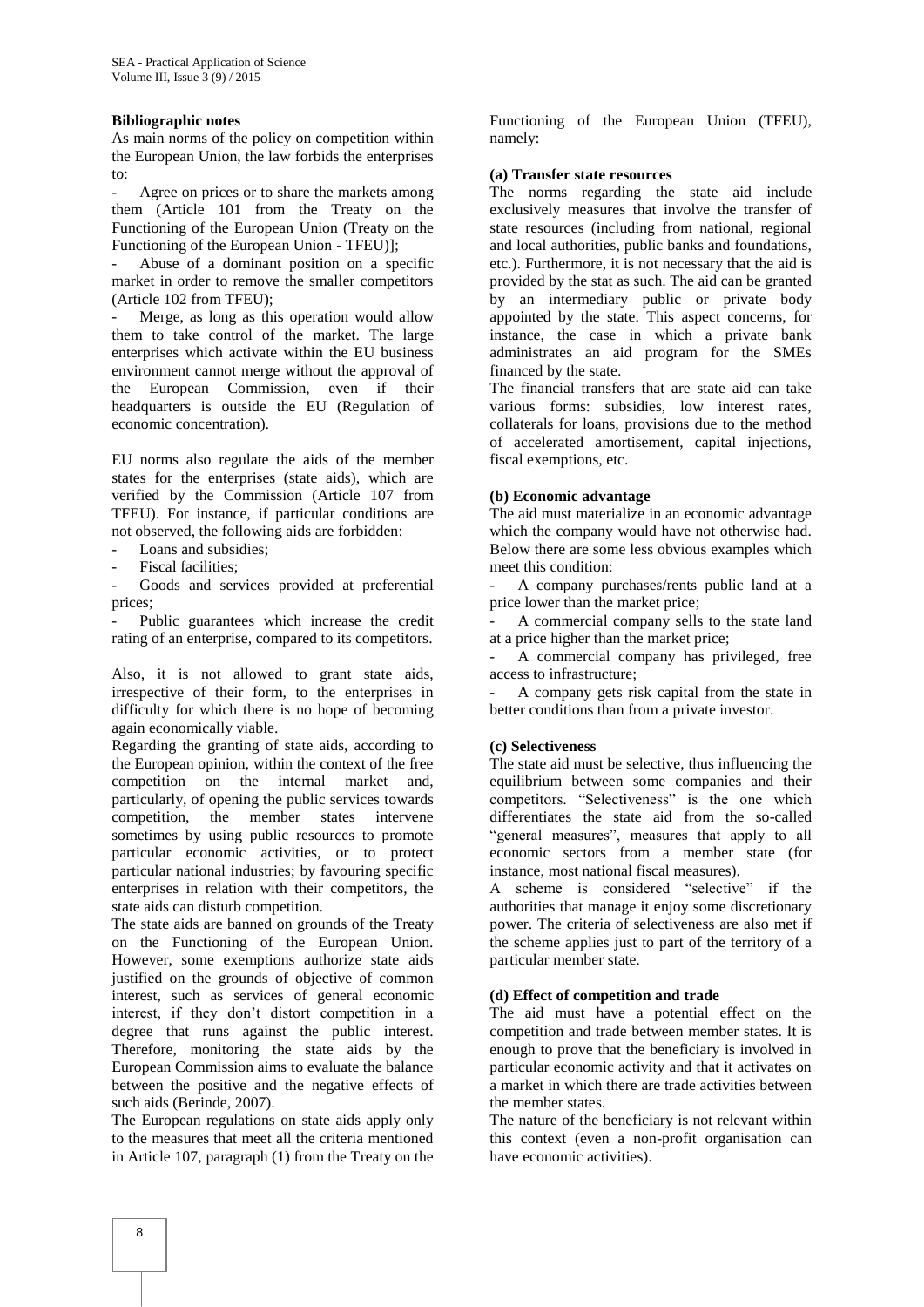**Bibliographic notes**

As main norms of the policy on competition within the European Union, the law forbids the enterprises to:

- Agree on prices or to share the markets among them (Article 101 from the Treaty on the Functioning of the European Union (Treaty on the Functioning of the European Union - TFEU)];
- Abuse of a dominant position on a specific market in order to remove the smaller competitors (Article 102 from TFEU);
- Merge, as long as this operation would allow them to take control of the market. The large enterprises which activate within the EU business environment cannot merge without the approval of the European Commission, even if their headquarters is outside the EU (Regulation of economic concentration).

EU norms also regulate the aids of the member states for the enterprises (state aids), which are verified by the Commission (Article 107 from TFEU). For instance, if particular conditions are not observed, the following aids are forbidden:

- Loans and subsidies;
- Fiscal facilities;
- Goods and services provided at preferential prices;
- Public guarantees which increase the credit rating of an enterprise, compared to its competitors.

Also, it is not allowed to grant state aids, irrespective of their form, to the enterprises in difficulty for which there is no hope of becoming again economically viable.

Regarding the granting of state aids, according to the European opinion, within the context of the free competition on the internal market and, particularly, of opening the public services towards competition, the member states intervene sometimes by using public resources to promote particular economic activities, or to protect particular national industries; by favouring specific enterprises in relation with their competitors, the state aids can disturb competition.

The state aids are banned on grounds of the Treaty on the Functioning of the European Union. However, some exemptions authorize state aids justified on the grounds of objective of common interest, such as services of general economic interest, if they don't distort competition in a degree that runs against the public interest. Therefore, monitoring the state aids by the European Commission aims to evaluate the balance between the positive and the negative effects of such aids (Berinde, 2007).

The European regulations on state aids apply only to the measures that meet all the criteria mentioned in Article 107, paragraph (1) from the Treaty on the Functioning of the European Union (TFEU), namely:

**(a) Transfer state resources**

The norms regarding the state aid include exclusively measures that involve the transfer of state resources (including from national, regional and local authorities, public banks and foundations, etc.). Furthermore, it is not necessary that the aid is provided by the stat as such. The aid can be granted by an intermediary public or private body appointed by the state. This aspect concerns, for instance, the case in which a private bank administrates an aid program for the SMEs financed by the state.

The financial transfers that are state aid can take various forms: subsidies, low interest rates, collaterals for loans, provisions due to the method of accelerated amortisement, capital injections, fiscal exemptions, etc.

**(b) Economic advantage**

The aid must materialize in an economic advantage which the company would have not otherwise had. Below there are some less obvious examples which meet this condition:

- A company purchases/rents public land at a price lower than the market price;
- A commercial company sells to the state land at a price higher than the market price;
- A commercial company has privileged, free access to infrastructure;
- A company gets risk capital from the state in better conditions than from a private investor.

**(c) Selectiveness**

The state aid must be selective, thus influencing the equilibrium between some companies and their competitors. "Selectiveness" is the one which differentiates the state aid from the so-called "general measures", measures that apply to all economic sectors from a member state (for instance, most national fiscal measures).

A scheme is considered "selective" if the authorities that manage it enjoy some discretionary power. The criteria of selectiveness are also met if the scheme applies just to part of the territory of a particular member state.

**(d) Effect of competition and trade**

The aid must have a potential effect on the competition and trade between member states. It is enough to prove that the beneficiary is involved in particular economic activity and that it activates on a market in which there are trade activities between the member states.

The nature of the beneficiary is not relevant within this context (even a non-profit organisation can have economic activities).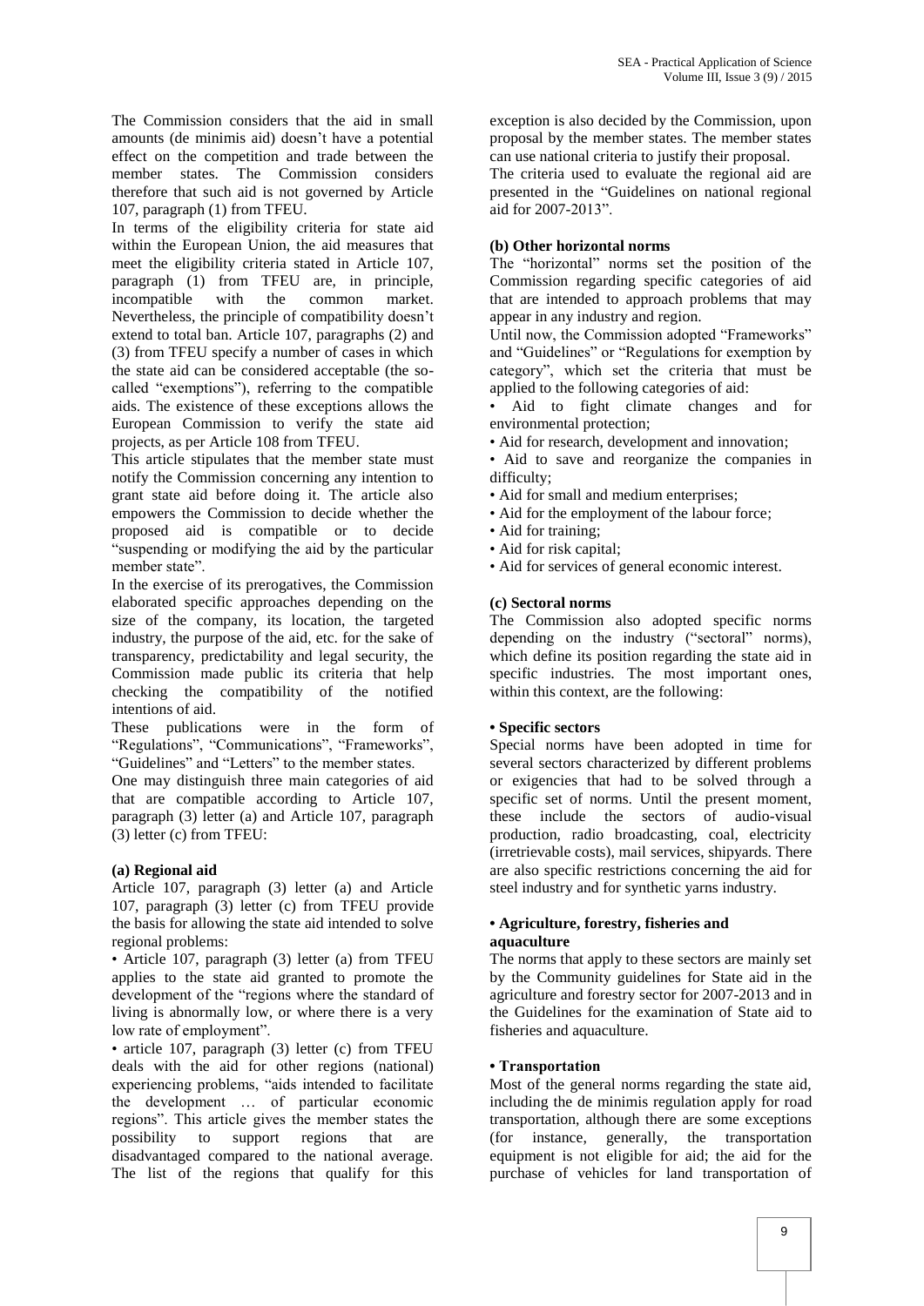The Commission considers that the aid in small amounts (de minimis aid) doesn't have a potential effect on the competition and trade between the member states. The Commission considers therefore that such aid is not governed by Article 107, paragraph (1) from TFEU.

In terms of the eligibility criteria for state aid within the European Union, the aid measures that meet the eligibility criteria stated in Article 107, paragraph (1) from TFEU are, in principle, incompatible with the common market. Nevertheless, the principle of compatibility doesn't extend to total ban. Article 107, paragraphs (2) and (3) from TFEU specify a number of cases in which the state aid can be considered acceptable (the so-called "exemptions"), referring to the compatible aids. The existence of these exceptions allows the European Commission to verify the state aid projects, as per Article 108 from TFEU.

This article stipulates that the member state must notify the Commission concerning any intention to grant state aid before doing it. The article also empowers the Commission to decide whether the proposed aid is compatible or to decide "suspending or modifying the aid by the particular member state".

In the exercise of its prerogatives, the Commission elaborated specific approaches depending on the size of the company, its location, the targeted industry, the purpose of the aid, etc. for the sake of transparency, predictability and legal security, the Commission made public its criteria that help checking the compatibility of the notified intentions of aid.

These publications were in the form of "Regulations", "Communications", "Frameworks", "Guidelines" and "Letters" to the member states.

One may distinguish three main categories of aid that are compatible according to Article 107, paragraph (3) letter (a) and Article 107, paragraph (3) letter (c) from TFEU:

**(a) Regional aid**

Article 107, paragraph (3) letter (a) and Article 107, paragraph (3) letter (c) from TFEU provide the basis for allowing the state aid intended to solve regional problems:

- Article 107, paragraph (3) letter (a) from TFEU applies to the state aid granted to promote the development of the "regions where the standard of living is abnormally low, or where there is a very low rate of employment".
- article 107, paragraph (3) letter (c) from TFEU deals with the aid for other regions (national) experiencing problems, "aids intended to facilitate the development … of particular economic regions". This article gives the member states the possibility to support regions that are disadvantaged compared to the national average. The list of the regions that qualify for this exception is also decided by the Commission, upon proposal by the member states. The member states can use national criteria to justify their proposal.

The criteria used to evaluate the regional aid are presented in the "Guidelines on national regional aid for 2007-2013".

**(b) Other horizontal norms**

The "horizontal" norms set the position of the Commission regarding specific categories of aid that are intended to approach problems that may appear in any industry and region.

Until now, the Commission adopted "Frameworks" and "Guidelines" or "Regulations for exemption by category", which set the criteria that must be applied to the following categories of aid:

- Aid to fight climate changes and for environmental protection;
- Aid for research, development and innovation;
- Aid to save and reorganize the companies in difficulty;
- Aid for small and medium enterprises;
- Aid for the employment of the labour force;
- Aid for training;
- Aid for risk capital;
- Aid for services of general economic interest.

**(c) Sectoral norms**

The Commission also adopted specific norms depending on the industry ("sectoral" norms), which define its position regarding the state aid in specific industries. The most important ones, within this context, are the following:

**• Specific sectors**

Special norms have been adopted in time for several sectors characterized by different problems or exigencies that had to be solved through a specific set of norms. Until the present moment, these include the sectors of audio-visual production, radio broadcasting, coal, electricity (irretrievable costs), mail services, shipyards. There are also specific restrictions concerning the aid for steel industry and for synthetic yarns industry.

**• Agriculture, forestry, fisheries and aquaculture**

The norms that apply to these sectors are mainly set by the Community guidelines for State aid in the agriculture and forestry sector for 2007-2013 and in the Guidelines for the examination of State aid to fisheries and aquaculture.

**• Transportation**

Most of the general norms regarding the state aid, including the de minimis regulation apply for road transportation, although there are some exceptions (for instance, generally, the transportation equipment is not eligible for aid; the aid for the purchase of vehicles for land transportation of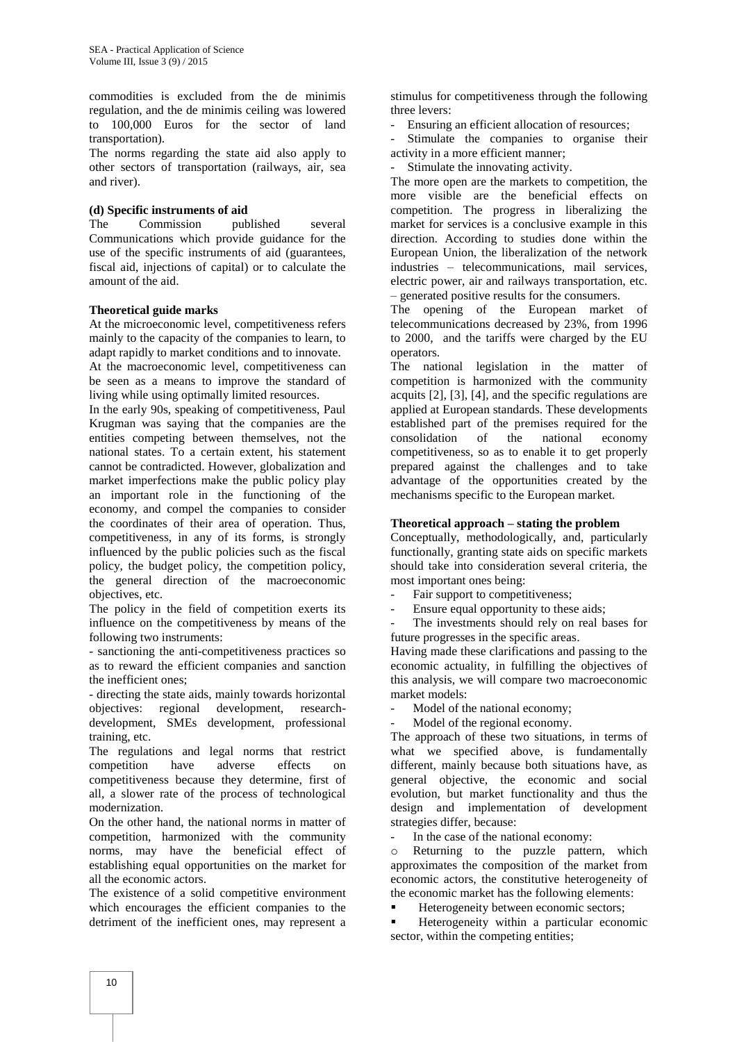commodities is excluded from the de minimis regulation, and the de minimis ceiling was lowered to 100,000 Euros for the sector of land transportation).

The norms regarding the state aid also apply to other sectors of transportation (railways, air, sea and river).

**(d) Specific instruments of aid**

The Commission published several Communications which provide guidance for the use of the specific instruments of aid (guarantees, fiscal aid, injections of capital) or to calculate the amount of the aid.

**Theoretical guide marks**

At the microeconomic level, competitiveness refers mainly to the capacity of the companies to learn, to adapt rapidly to market conditions and to innovate.

At the macroeconomic level, competitiveness can be seen as a means to improve the standard of living while using optimally limited resources.

In the early 90s, speaking of competitiveness, Paul Krugman was saying that the companies are the entities competing between themselves, not the national states. To a certain extent, his statement cannot be contradicted. However, globalization and market imperfections make the public policy play an important role in the functioning of the economy, and compel the companies to consider the coordinates of their area of operation. Thus, competitiveness, in any of its forms, is strongly influenced by the public policies such as the fiscal policy, the budget policy, the competition policy, the general direction of the macroeconomic objectives, etc.

The policy in the field of competition exerts its influence on the competitiveness by means of the following two instruments:

- sanctioning the anti-competitiveness practices so as to reward the efficient companies and sanction the inefficient ones;
- directing the state aids, mainly towards horizontal objectives: regional development, research-development, SMEs development, professional training, etc.

The regulations and legal norms that restrict competition have adverse effects on competitiveness because they determine, first of all, a slower rate of the process of technological modernization.

On the other hand, the national norms in matter of competition, harmonized with the community norms, may have the beneficial effect of establishing equal opportunities on the market for all the economic actors.

The existence of a solid competitive environment which encourages the efficient companies to the detriment of the inefficient ones, may represent a stimulus for competitiveness through the following three levers:

- Ensuring an efficient allocation of resources;
- Stimulate the companies to organise their activity in a more efficient manner;
- Stimulate the innovating activity.

The more open are the markets to competition, the more visible are the beneficial effects on competition. The progress in liberalizing the market for services is a conclusive example in this direction. According to studies done within the European Union, the liberalization of the network industries – telecommunications, mail services, electric power, air and railways transportation, etc. – generated positive results for the consumers.

The opening of the European market of telecommunications decreased by 23%, from 1996 to 2000, and the tariffs were charged by the EU operators.

The national legislation in the matter of competition is harmonized with the community acquits [2], [3], [4], and the specific regulations are applied at European standards. These developments established part of the premises required for the consolidation of the national economy competitiveness, so as to enable it to get properly prepared against the challenges and to take advantage of the opportunities created by the mechanisms specific to the European market.

**Theoretical approach – stating the problem**

Conceptually, methodologically, and, particularly functionally, granting state aids on specific markets should take into consideration several criteria, the most important ones being:

- Fair support to competitiveness;
- Ensure equal opportunity to these aids;
- The investments should rely on real bases for future progresses in the specific areas.

Having made these clarifications and passing to the economic actuality, in fulfilling the objectives of this analysis, we will compare two macroeconomic market models:

- Model of the national economy;
- Model of the regional economy.

The approach of these two situations, in terms of what we specified above, is fundamentally different, mainly because both situations have, as general objective, the economic and social evolution, but market functionality and thus the design and implementation of development strategies differ, because:

- In the case of the national economy:
  - Returning to the puzzle pattern, which approximates the composition of the market from economic actors, the constitutive heterogeneity of the economic market has the following elements:
    - Heterogeneity between economic sectors;
    - Heterogeneity within a particular economic sector, within the competing entities;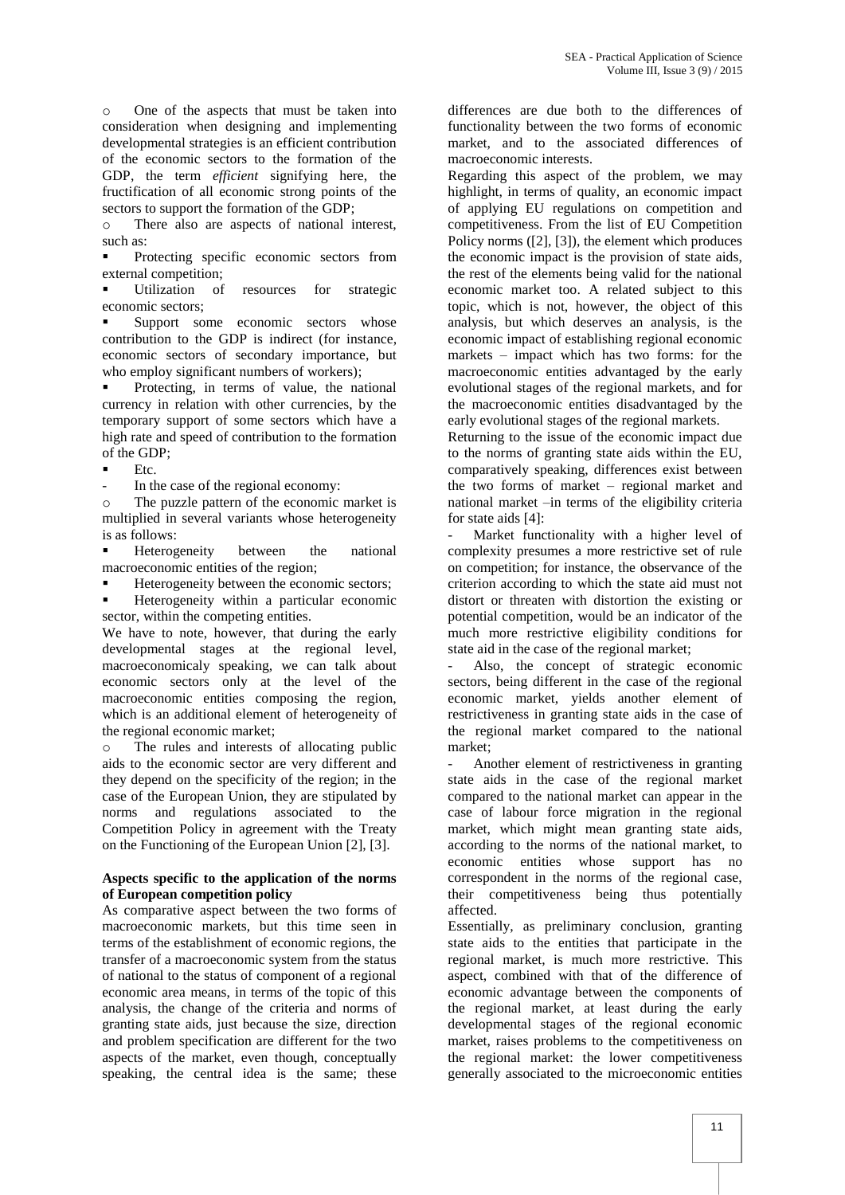- One of the aspects that must be taken into consideration when designing and implementing developmental strategies is an efficient contribution of the economic sectors to the formation of the GDP, the term *efficient* signifying here, the fructification of all economic strong points of the sectors to support the formation of the GDP;
- There also are aspects of national interest, such as:
  - Protecting specific economic sectors from external competition;
  - Utilization of resources for strategic economic sectors;
  - Support some economic sectors whose contribution to the GDP is indirect (for instance, economic sectors of secondary importance, but who employ significant numbers of workers);
  - Protecting, in terms of value, the national currency in relation with other currencies, by the temporary support of some sectors which have a high rate and speed of contribution to the formation of the GDP;
  - Etc.

- In the case of the regional economy:
  - The puzzle pattern of the economic market is multiplied in several variants whose heterogeneity is as follows:
    - Heterogeneity between the national macroeconomic entities of the region;
    - Heterogeneity between the economic sectors;
    - Heterogeneity within a particular economic sector, within the competing entities.

We have to note, however, that during the early developmental stages at the regional level, macroeconomicaly speaking, we can talk about economic sectors only at the level of the macroeconomic entities composing the region, which is an additional element of heterogeneity of the regional economic market;

- The rules and interests of allocating public aids to the economic sector are very different and they depend on the specificity of the region; in the case of the European Union, they are stipulated by norms and regulations associated to the Competition Policy in agreement with the Treaty on the Functioning of the European Union [2], [3].

**Aspects specific to the application of the norms of European competition policy**

As comparative aspect between the two forms of macroeconomic markets, but this time seen in terms of the establishment of economic regions, the transfer of a macroeconomic system from the status of national to the status of component of a regional economic area means, in terms of the topic of this analysis, the change of the criteria and norms of granting state aids, just because the size, direction and problem specification are different for the two aspects of the market, even though, conceptually speaking, the central idea is the same; these differences are due both to the differences of functionality between the two forms of economic market, and to the associated differences of macroeconomic interests.

Regarding this aspect of the problem, we may highlight, in terms of quality, an economic impact of applying EU regulations on competition and competitiveness. From the list of EU Competition Policy norms ([2], [3]), the element which produces the economic impact is the provision of state aids, the rest of the elements being valid for the national economic market too. A related subject to this topic, which is not, however, the object of this analysis, but which deserves an analysis, is the economic impact of establishing regional economic markets – impact which has two forms: for the macroeconomic entities advantaged by the early evolutional stages of the regional markets, and for the macroeconomic entities disadvantaged by the early evolutional stages of the regional markets.

Returning to the issue of the economic impact due to the norms of granting state aids within the EU, comparatively speaking, differences exist between the two forms of market – regional market and national market –in terms of the eligibility criteria for state aids [4]:

- Market functionality with a higher level of complexity presumes a more restrictive set of rule on competition; for instance, the observance of the criterion according to which the state aid must not distort or threaten with distortion the existing or potential competition, would be an indicator of the much more restrictive eligibility conditions for state aid in the case of the regional market;
- Also, the concept of strategic economic sectors, being different in the case of the regional economic market, yields another element of restrictiveness in granting state aids in the case of the regional market compared to the national market;
- Another element of restrictiveness in granting state aids in the case of the regional market compared to the national market can appear in the case of labour force migration in the regional market, which might mean granting state aids, according to the norms of the national market, to economic entities whose support has no correspondent in the norms of the regional case, their competitiveness being thus potentially affected.

Essentially, as preliminary conclusion, granting state aids to the entities that participate in the regional market, is much more restrictive. This aspect, combined with that of the difference of economic advantage between the components of the regional market, at least during the early developmental stages of the regional economic market, raises problems to the competitiveness on the regional market: the lower competitiveness generally associated to the microeconomic entities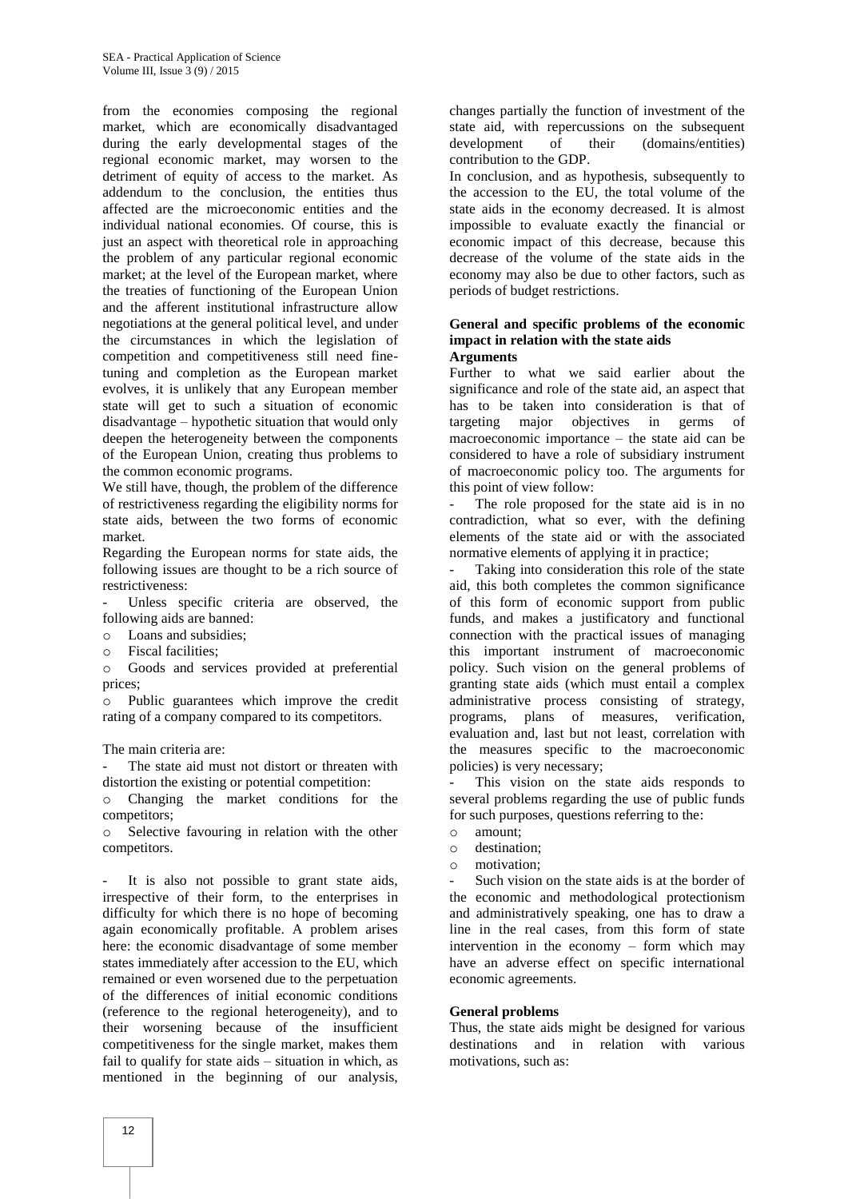from the economies composing the regional market, which are economically disadvantaged during the early developmental stages of the regional economic market, may worsen to the detriment of equity of access to the market. As addendum to the conclusion, the entities thus affected are the microeconomic entities and the individual national economies. Of course, this is just an aspect with theoretical role in approaching the problem of any particular regional economic market; at the level of the European market, where the treaties of functioning of the European Union and the afferent institutional infrastructure allow negotiations at the general political level, and under the circumstances in which the legislation of competition and competitiveness still need fine-tuning and completion as the European market evolves, it is unlikely that any European member state will get to such a situation of economic disadvantage – hypothetic situation that would only deepen the heterogeneity between the components of the European Union, creating thus problems to the common economic programs.

We still have, though, the problem of the difference of restrictiveness regarding the eligibility norms for state aids, between the two forms of economic market.

Regarding the European norms for state aids, the following issues are thought to be a rich source of restrictiveness:

- Unless specific criteria are observed, the following aids are banned:
  - Loans and subsidies;
  - Fiscal facilities;
  - Goods and services provided at preferential prices;
  - Public guarantees which improve the credit rating of a company compared to its competitors.

The main criteria are:

- The state aid must not distort or threaten with distortion the existing or potential competition:
  - Changing the market conditions for the competitors;
  - Selective favouring in relation with the other competitors.

- It is also not possible to grant state aids, irrespective of their form, to the enterprises in difficulty for which there is no hope of becoming again economically profitable. A problem arises here: the economic disadvantage of some member states immediately after accession to the EU, which remained or even worsened due to the perpetuation of the differences of initial economic conditions (reference to the regional heterogeneity), and to their worsening because of the insufficient competitiveness for the single market, makes them fail to qualify for state aids – situation in which, as mentioned in the beginning of our analysis, changes partially the function of investment of the state aid, with repercussions on the subsequent development of their (domains/entities) contribution to the GDP.

In conclusion, and as hypothesis, subsequently to the accession to the EU, the total volume of the state aids in the economy decreased. It is almost impossible to evaluate exactly the financial or economic impact of this decrease, because this decrease of the volume of the state aids in the economy may also be due to other factors, such as periods of budget restrictions.

## General and specific problems of the economic impact in relation with the state aids

### Arguments

Further to what we said earlier about the significance and role of the state aid, an aspect that has to be taken into consideration is that of targeting major objectives in germs of macroeconomic importance – the state aid can be considered to have a role of subsidiary instrument of macroeconomic policy too. The arguments for this point of view follow:

- The role proposed for the state aid is in no contradiction, what so ever, with the defining elements of the state aid or with the associated normative elements of applying it in practice;
- Taking into consideration this role of the state aid, this both completes the common significance of this form of economic support from public funds, and makes a justificatory and functional connection with the practical issues of managing this important instrument of macroeconomic policy. Such vision on the general problems of granting state aids (which must entail a complex administrative process consisting of strategy, programs, plans of measures, verification, evaluation and, last but not least, correlation with the measures specific to the macroeconomic policies) is very necessary;
- This vision on the state aids responds to several problems regarding the use of public funds for such purposes, questions referring to the:
  - amount;
  - destination;
  - motivation;
- Such vision on the state aids is at the border of the economic and methodological protectionism and administratively speaking, one has to draw a line in the real cases, from this form of state intervention in the economy – form which may have an adverse effect on specific international economic agreements.

### General problems

Thus, the state aids might be designed for various destinations and in relation with various motivations, such as: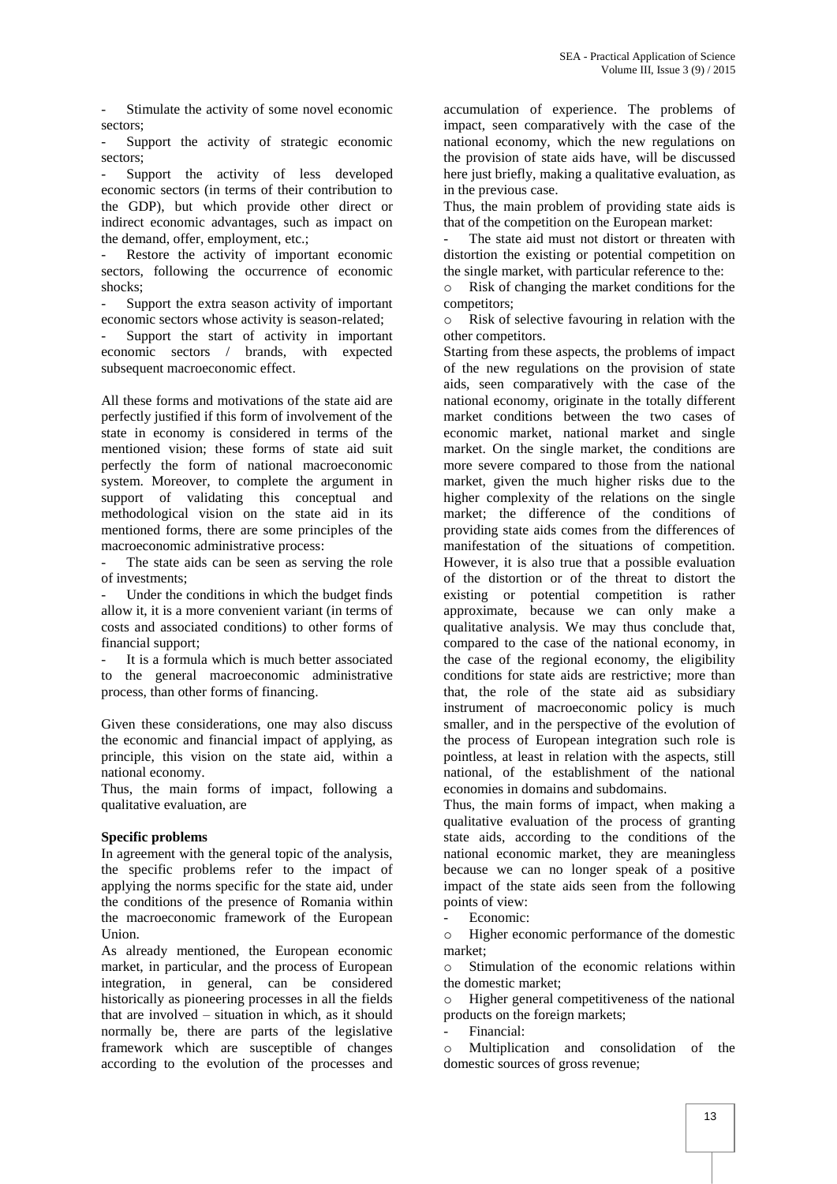- Stimulate the activity of some novel economic sectors;
- Support the activity of strategic economic sectors;
- Support the activity of less developed economic sectors (in terms of their contribution to the GDP), but which provide other direct or indirect economic advantages, such as impact on the demand, offer, employment, etc.;
- Restore the activity of important economic sectors, following the occurrence of economic shocks;
- Support the extra season activity of important economic sectors whose activity is season-related;
- Support the start of activity in important economic sectors / brands, with expected subsequent macroeconomic effect.

All these forms and motivations of the state aid are perfectly justified if this form of involvement of the state in economy is considered in terms of the mentioned vision; these forms of state aid suit perfectly the form of national macroeconomic system. Moreover, to complete the argument in support of validating this conceptual and methodological vision on the state aid in its mentioned forms, there are some principles of the macroeconomic administrative process:

- The state aids can be seen as serving the role of investments;
- Under the conditions in which the budget finds allow it, it is a more convenient variant (in terms of costs and associated conditions) to other forms of financial support;
- It is a formula which is much better associated to the general macroeconomic administrative process, than other forms of financing.

Given these considerations, one may also discuss the economic and financial impact of applying, as principle, this vision on the state aid, within a national economy.

Thus, the main forms of impact, following a qualitative evaluation, are

**Specific problems**

In agreement with the general topic of the analysis, the specific problems refer to the impact of applying the norms specific for the state aid, under the conditions of the presence of Romania within the macroeconomic framework of the European Union.

As already mentioned, the European economic market, in particular, and the process of European integration, in general, can be considered historically as pioneering processes in all the fields that are involved – situation in which, as it should normally be, there are parts of the legislative framework which are susceptible of changes according to the evolution of the processes and accumulation of experience. The problems of impact, seen comparatively with the case of the national economy, which the new regulations on the provision of state aids have, will be discussed here just briefly, making a qualitative evaluation, as in the previous case.

Thus, the main problem of providing state aids is that of the competition on the European market:

- The state aid must not distort or threaten with distortion the existing or potential competition on the single market, with particular reference to the:
  - Risk of changing the market conditions for the competitors;
  - Risk of selective favouring in relation with the other competitors.

Starting from these aspects, the problems of impact of the new regulations on the provision of state aids, seen comparatively with the case of the national economy, originate in the totally different market conditions between the two cases of economic market, national market and single market. On the single market, the conditions are more severe compared to those from the national market, given the much higher risks due to the higher complexity of the relations on the single market; the difference of the conditions of providing state aids comes from the differences of manifestation of the situations of competition. However, it is also true that a possible evaluation of the distortion or of the threat to distort the existing or potential competition is rather approximate, because we can only make a qualitative analysis. We may thus conclude that, compared to the case of the national economy, in the case of the regional economy, the eligibility conditions for state aids are restrictive; more than that, the role of the state aid as subsidiary instrument of macroeconomic policy is much smaller, and in the perspective of the evolution of the process of European integration such role is pointless, at least in relation with the aspects, still national, of the establishment of the national economies in domains and subdomains.

Thus, the main forms of impact, when making a qualitative evaluation of the process of granting state aids, according to the conditions of the national economic market, they are meaningless because we can no longer speak of a positive impact of the state aids seen from the following points of view:

- Economic:
  - Higher economic performance of the domestic market;
  - Stimulation of the economic relations within the domestic market;
  - Higher general competitiveness of the national products on the foreign markets;
- Financial:
  - Multiplication and consolidation of the domestic sources of gross revenue;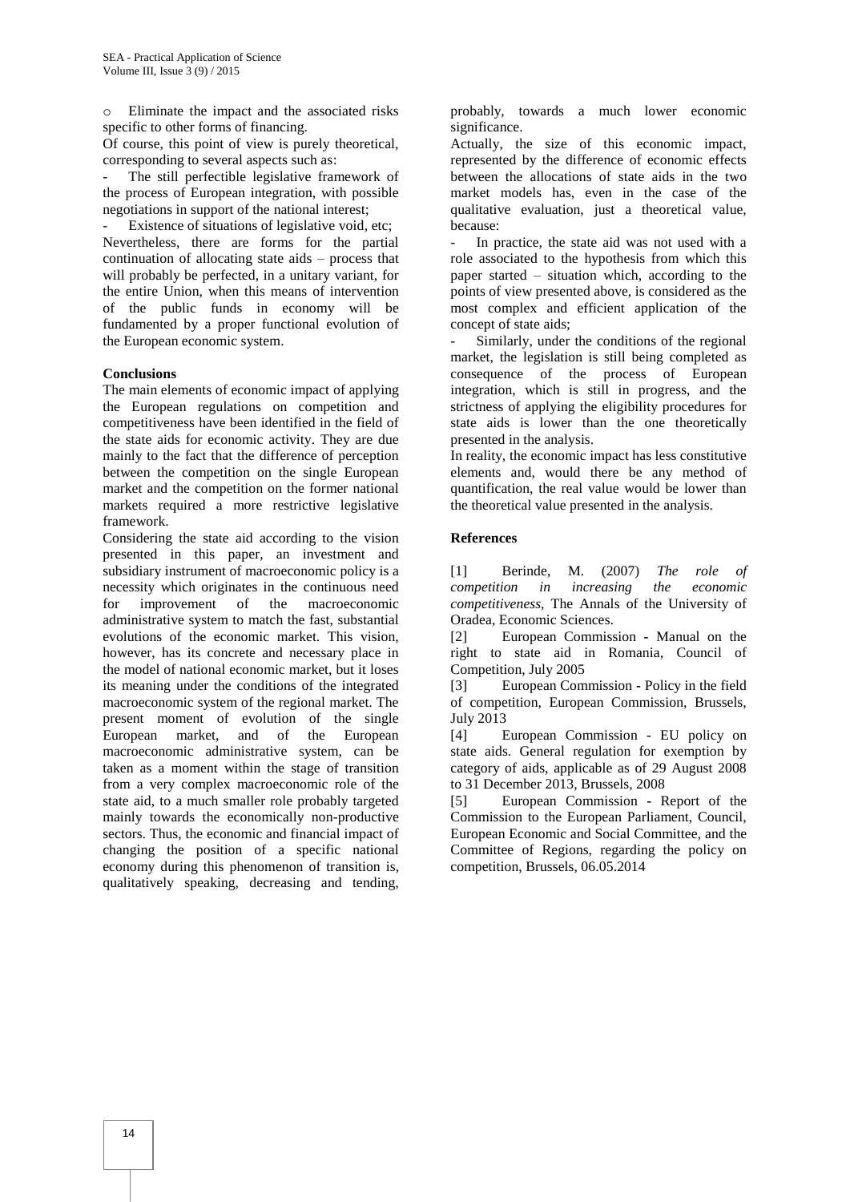- Eliminate the impact and the associated risks specific to other forms of financing.

Of course, this point of view is purely theoretical, corresponding to several aspects such as:

- The still perfectible legislative framework of the process of European integration, with possible negotiations in support of the national interest;
- Existence of situations of legislative void, etc;

Nevertheless, there are forms for the partial continuation of allocating state aids – process that will probably be perfected, in a unitary variant, for the entire Union, when this means of intervention of the public funds in economy will be fundamented by a proper functional evolution of the European economic system.

## Conclusions

The main elements of economic impact of applying the European regulations on competition and competitiveness have been identified in the field of the state aids for economic activity. They are due mainly to the fact that the difference of perception between the competition on the single European market and the competition on the former national markets required a more restrictive legislative framework.

Considering the state aid according to the vision presented in this paper, an investment and subsidiary instrument of macroeconomic policy is a necessity which originates in the continuous need for improvement of the macroeconomic administrative system to match the fast, substantial evolutions of the economic market. This vision, however, has its concrete and necessary place in the model of national economic market, but it loses its meaning under the conditions of the integrated macroeconomic system of the regional market. The present moment of evolution of the single European market, and of the European macroeconomic administrative system, can be taken as a moment within the stage of transition from a very complex macroeconomic role of the state aid, to a much smaller role probably targeted mainly towards the economically non-productive sectors. Thus, the economic and financial impact of changing the position of a specific national economy during this phenomenon of transition is, qualitatively speaking, decreasing and tending, probably, towards a much lower economic significance.

Actually, the size of this economic impact, represented by the difference of economic effects between the allocations of state aids in the two market models has, even in the case of the qualitative evaluation, just a theoretical value, because:

- In practice, the state aid was not used with a role associated to the hypothesis from which this paper started – situation which, according to the points of view presented above, is considered as the most complex and efficient application of the concept of state aids;
- Similarly, under the conditions of the regional market, the legislation is still being completed as consequence of the process of European integration, which is still in progress, and the strictness of applying the eligibility procedures for state aids is lower than the one theoretically presented in the analysis.

In reality, the economic impact has less constitutive elements and, would there be any method of quantification, the real value would be lower than the theoretical value presented in the analysis.

## References

[1] Berinde, M. (2007) *The role of competition in increasing the economic competitiveness*, The Annals of the University of Oradea, Economic Sciences.

[2] European Commission - Manual on the right to state aid in Romania, Council of Competition, July 2005

[3] European Commission - Policy in the field of competition, European Commission, Brussels, July 2013

[4] European Commission - EU policy on state aids. General regulation for exemption by category of aids, applicable as of 29 August 2008 to 31 December 2013, Brussels, 2008

[5] European Commission - Report of the Commission to the European Parliament, Council, European Economic and Social Committee, and the Committee of Regions, regarding the policy on competition, Brussels, 06.05.2014